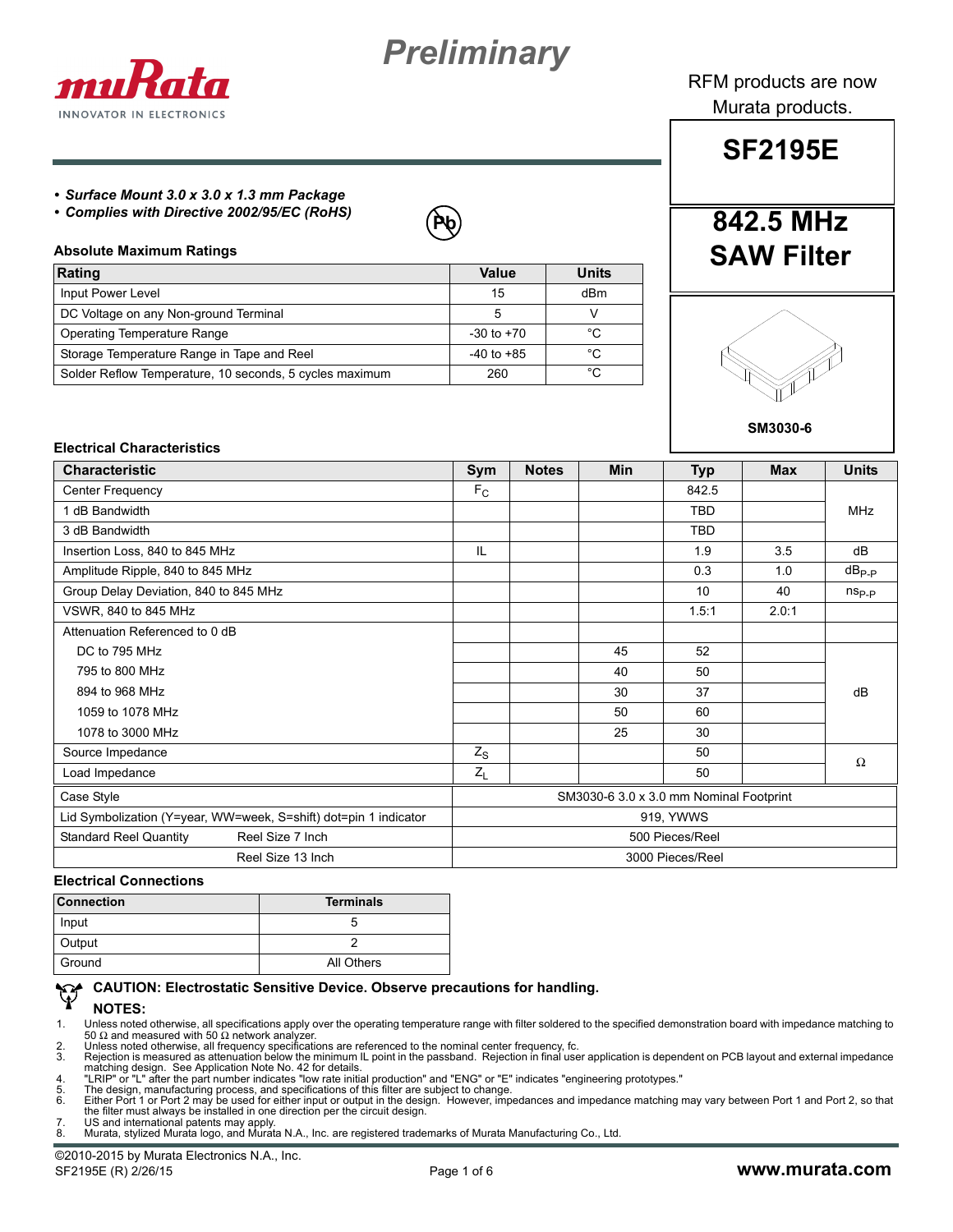# Preliminary

RFM products are now Murata products.

# SF2195E

## 842.5 MHz SAW Filter

SM3030-6

- ***Surface Mount 3.0 x 3.0 x 1.3 mm Package***
- ***Complies with Directive 2002/95/EC (RoHS)***

### Absolute Maximum Ratings

| Rating | Value | Units |
|---|---|---|
| Input Power Level | 15 | dBm |
| DC Voltage on any Non-ground Terminal | 5 | V |
| Operating Temperature Range | -30 to +70 | °C |
| Storage Temperature Range in Tape and Reel | -40 to +85 | °C |
| Solder Reflow Temperature, 10 seconds, 5 cycles maximum | 260 | °C |

### Electrical Characteristics

| Characteristic | Sym | Notes | Min | Typ | Max | Units |
|---|---|---|---|---|---|---|
| Center Frequency | $F_C$ | | | 842.5 | | MHz |
| 1 dB Bandwidth | | | | TBD | | |
| 3 dB Bandwidth | | | | TBD | | |
| Insertion Loss, 840 to 845 MHz | IL | | | 1.9 | 3.5 | dB |
| Amplitude Ripple, 840 to 845 MHz | | | | 0.3 | 1.0 | $dB_{P-P}$ |
| Group Delay Deviation, 840 to 845 MHz | | | | 10 | 40 | $ns_{P-P}$ |
| VSWR, 840 to 845 MHz | | | | 1.5:1 | 2.0:1 | |
| Attenuation Referenced to 0 dB | | | | | | |
| DC to 795 MHz | | | 45 | 52 | | dB |
| 795 to 800 MHz | | | 40 | 50 | | |
| 894 to 968 MHz | | | 30 | 37 | | |
| 1059 to 1078 MHz | | | 50 | 60 | | |
| 1078 to 3000 MHz | | | 25 | 30 | | |
| Source Impedance | $Z_S$ | | | 50 | | Ω |
| Load Impedance | $Z_L$ | | | 50 | | |
| Case Style | SM3030-6 3.0 x 3.0 mm Nominal Footprint | | | | | |
| Lid Symbolization (Y=year, WW=week, S=shift) dot=pin 1 indicator | 919, YWWS | | | | | |
| Standard Reel Quantity — Reel Size 7 Inch | 500 Pieces/Reel | | | | | |
| Reel Size 13 Inch | 3000 Pieces/Reel | | | | | |

### Electrical Connections

| Connection | Terminals |
|---|---|
| Input | 5 |
| Output | 2 |
| Ground | All Others |

**CAUTION: Electrostatic Sensitive Device. Observe precautions for handling.**

**NOTES:**

1. Unless noted otherwise, all specifications apply over the operating temperature range with filter soldered to the specified demonstration board with impedance matching to 50 Ω and measured with 50 Ω network analyzer.
2. Unless noted otherwise, all frequency specifications are referenced to the nominal center frequency, fc.
3. Rejection is measured as attenuation below the minimum IL point in the passband. Rejection in final user application is dependent on PCB layout and external impedance matching design. See Application Note No. 42 for details.
4. "LRIP" or "L" after the part number indicates "low rate initial production" and "ENG" or "E" indicates "engineering prototypes."
5. The design, manufacturing process, and specifications of this filter are subject to change.
6. Either Port 1 or Port 2 may be used for either input or output in the design. However, impedances and impedance matching may vary between Port 1 and Port 2, so that the filter must always be installed in one direction per the circuit design.
7. US and international patents may apply.
8. Murata, stylized Murata logo, and Murata N.A., Inc. are registered trademarks of Murata Manufacturing Co., Ltd.

©2010-2015 by Murata Electronics N.A., Inc.
SF2195E (R) 2/26/15

www.murata.com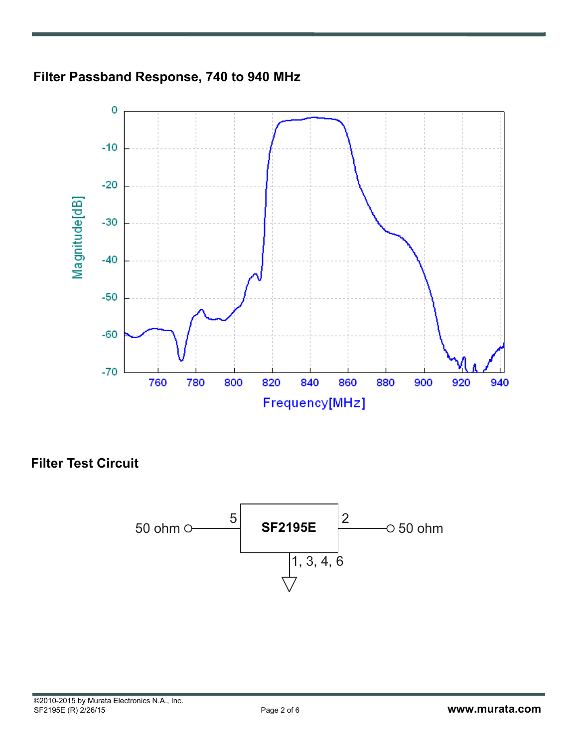## Filter Passband Response, 740 to 940 MHz

## Filter Test Circuit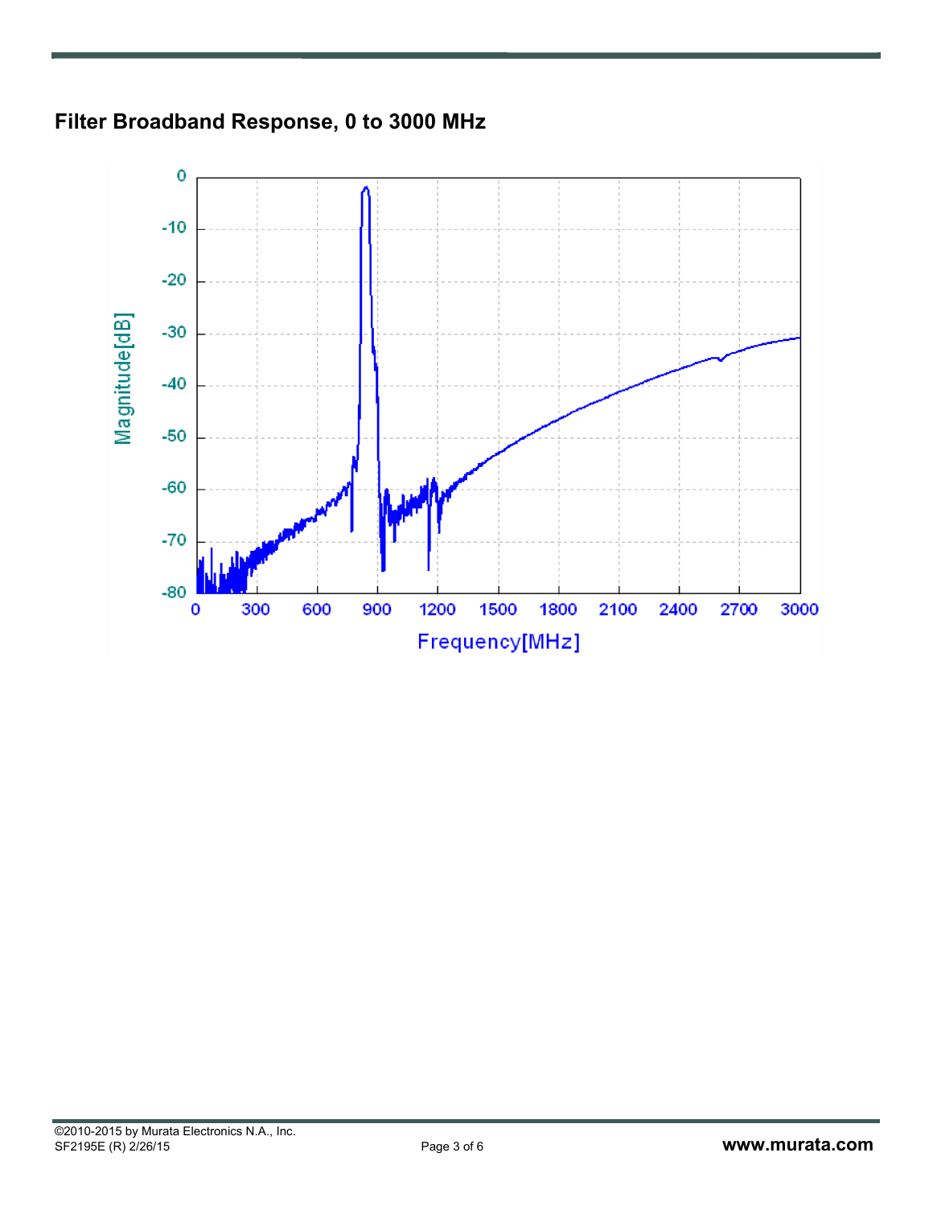## Filter Broadband Response, 0 to 3000 MHz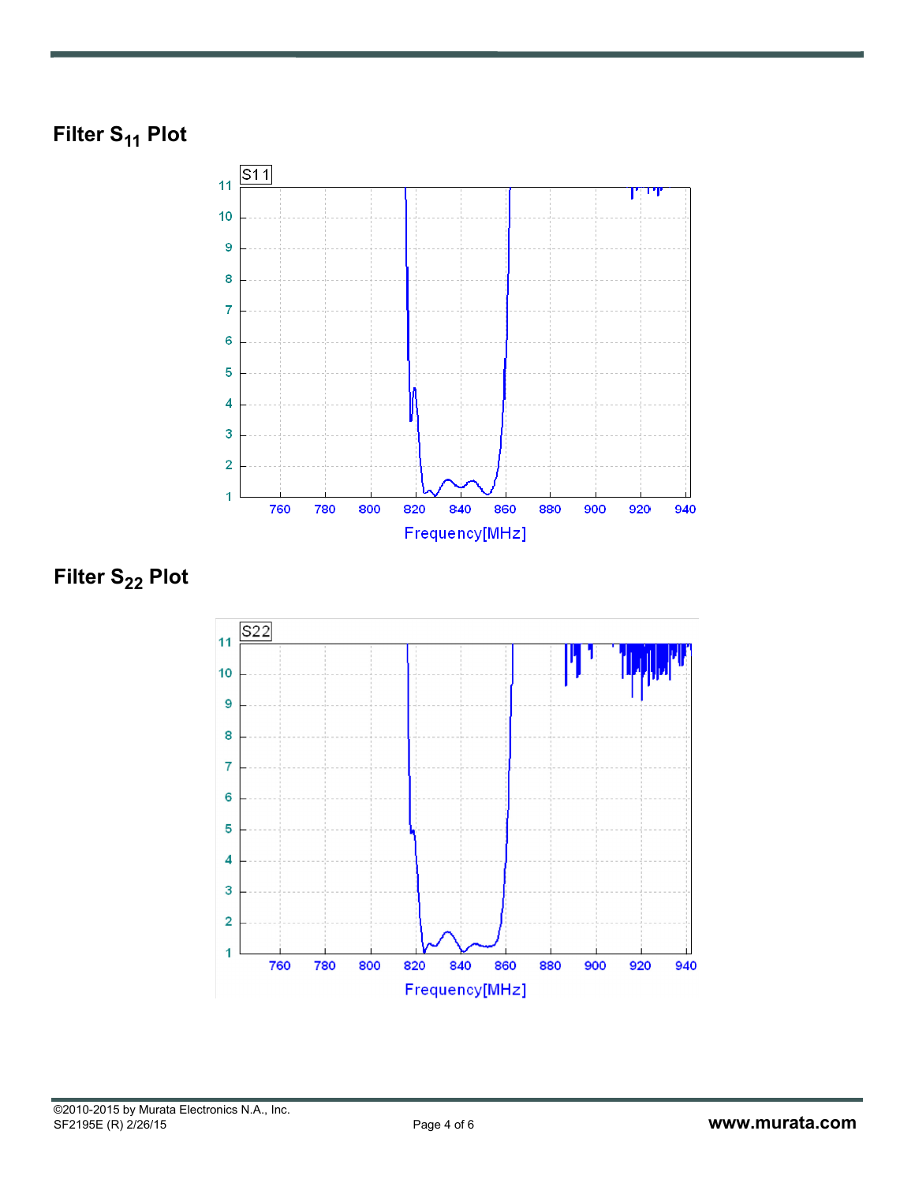## Filter $S_{11}$ Plot

## Filter $S_{22}$ Plot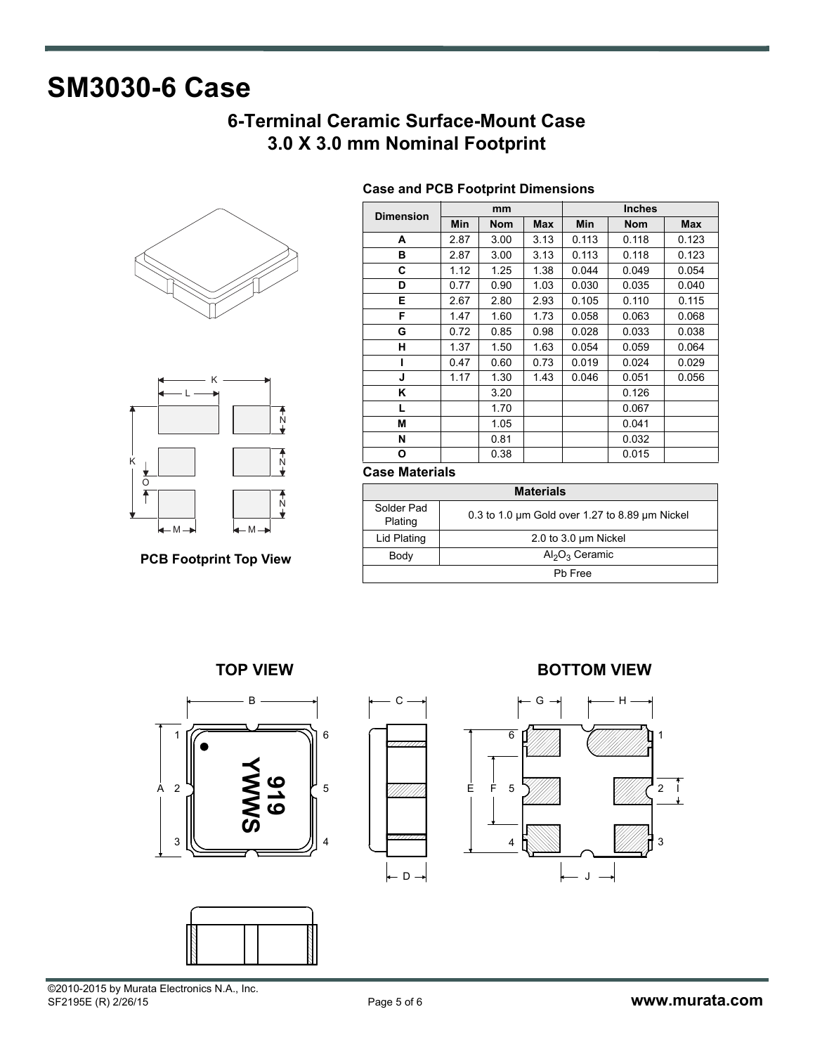# SM3030-6 Case

## 6-Terminal Ceramic Surface-Mount Case
## 3.0 X 3.0 mm Nominal Footprint

**PCB Footprint Top View**

### Case and PCB Footprint Dimensions

| Dimension | mm | | | Inches | | |
|---|---|---|---|---|---|---|
| | Min | Nom | Max | Min | Nom | Max |
| A | 2.87 | 3.00 | 3.13 | 0.113 | 0.118 | 0.123 |
| B | 2.87 | 3.00 | 3.13 | 0.113 | 0.118 | 0.123 |
| C | 1.12 | 1.25 | 1.38 | 0.044 | 0.049 | 0.054 |
| D | 0.77 | 0.90 | 1.03 | 0.030 | 0.035 | 0.040 |
| E | 2.67 | 2.80 | 2.93 | 0.105 | 0.110 | 0.115 |
| F | 1.47 | 1.60 | 1.73 | 0.058 | 0.063 | 0.068 |
| G | 0.72 | 0.85 | 0.98 | 0.028 | 0.033 | 0.038 |
| H | 1.37 | 1.50 | 1.63 | 0.054 | 0.059 | 0.064 |
| I | 0.47 | 0.60 | 0.73 | 0.019 | 0.024 | 0.029 |
| J | 1.17 | 1.30 | 1.43 | 0.046 | 0.051 | 0.056 |
| K | | 3.20 | | | 0.126 | |
| L | | 1.70 | | | 0.067 | |
| M | | 1.05 | | | 0.041 | |
| N | | 0.81 | | | 0.032 | |
| O | | 0.38 | | | 0.015 | |

### Case Materials

| Materials | |
|---|---|
| Solder Pad Plating | 0.3 to 1.0 µm Gold over 1.27 to 8.89 µm Nickel |
| Lid Plating | 2.0 to 3.0 µm Nickel |
| Body | $Al_2O_3$ Ceramic |
| Pb Free | |

**TOP VIEW**

**BOTTOM VIEW**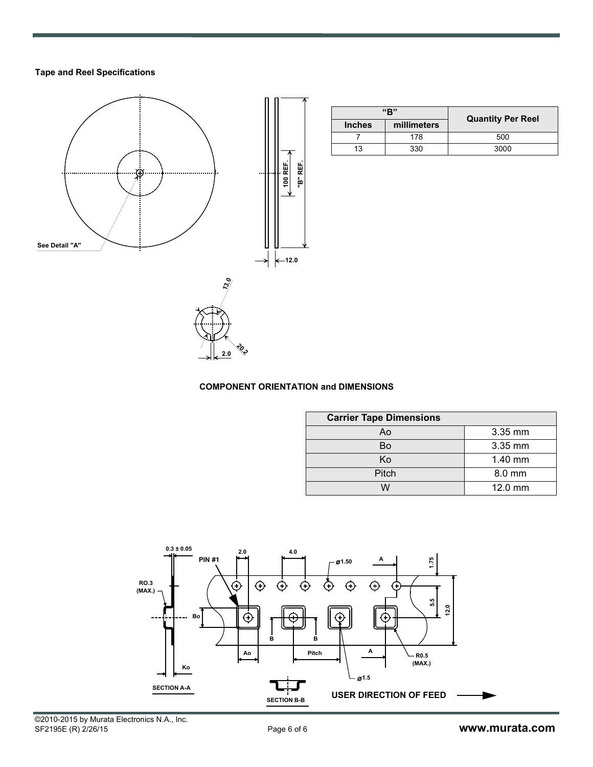**Tape and Reel Specifications**

| "B" | | Quantity Per Reel |
|---|---|---|
| Inches | millimeters | |
| 7 | 178 | 500 |
| 13 | 330 | 3000 |

**COMPONENT ORIENTATION and DIMENSIONS**

| Carrier Tape Dimensions | |
|---|---|
| Ao | 3.35 mm |
| Bo | 3.35 mm |
| Ko | 1.40 mm |
| Pitch | 8.0 mm |
| W | 12.0 mm |

USER DIRECTION OF FEED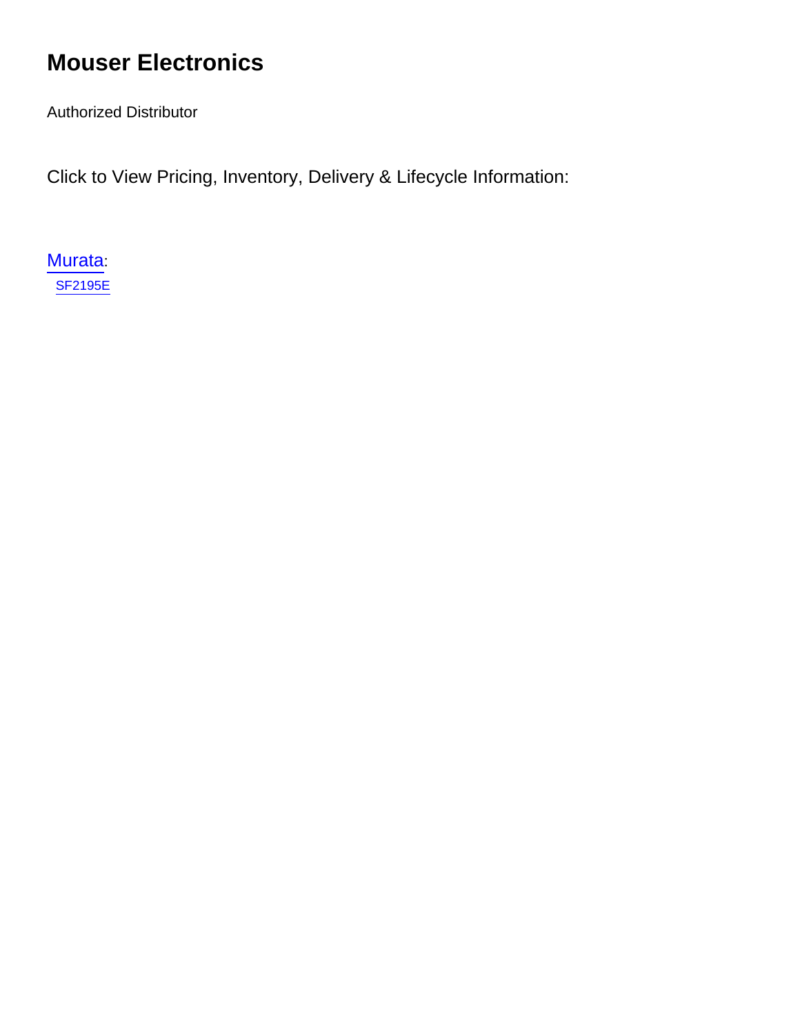# Mouser Electronics

Authorized Distributor

Click to View Pricing, Inventory, Delivery & Lifecycle Information:

Murata:

SF2195E